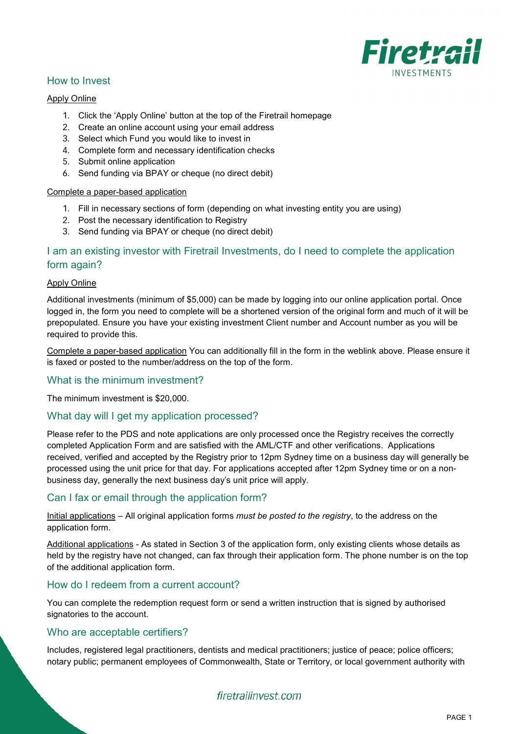## How to Invest

Apply Online

1. Click the 'Apply Online' button at the top of the Firetrail homepage
2. Create an online account using your email address
3. Select which Fund you would like to invest in
4. Complete form and necessary identification checks
5. Submit online application
6. Send funding via BPAY or cheque (no direct debit)

Complete a paper-based application

1. Fill in necessary sections of form (depending on what investing entity you are using)
2. Post the necessary identification to Registry
3. Send funding via BPAY or cheque (no direct debit)

## I am an existing investor with Firetrail Investments, do I need to complete the application form again?

Apply Online

Additional investments (minimum of $5,000) can be made by logging into our online application portal. Once logged in, the form you need to complete will be a shortened version of the original form and much of it will be prepopulated. Ensure you have your existing investment Client number and Account number as you will be required to provide this.

Complete a paper-based application You can additionally fill in the form in the weblink above. Please ensure it is faxed or posted to the number/address on the top of the form.

## What is the minimum investment?

The minimum investment is $20,000.

## What day will I get my application processed?

Please refer to the PDS and note applications are only processed once the Registry receives the correctly completed Application Form and are satisfied with the AML/CTF and other verifications. Applications received, verified and accepted by the Registry prior to 12pm Sydney time on a business day will generally be processed using the unit price for that day. For applications accepted after 12pm Sydney time or on a non-business day, generally the next business day's unit price will apply.

## Can I fax or email through the application form?

Initial applications – All original application forms *must be posted to the registry*, to the address on the application form.

Additional applications - As stated in Section 3 of the application form, only existing clients whose details as held by the registry have not changed, can fax through their application form. The phone number is on the top of the additional application form.

## How do I redeem from a current account?

You can complete the redemption request form or send a written instruction that is signed by authorised signatories to the account.

## Who are acceptable certifiers?

Includes, registered legal practitioners, dentists and medical practitioners; justice of peace; police officers; notary public; permanent employees of Commonwealth, State or Territory, or local government authority with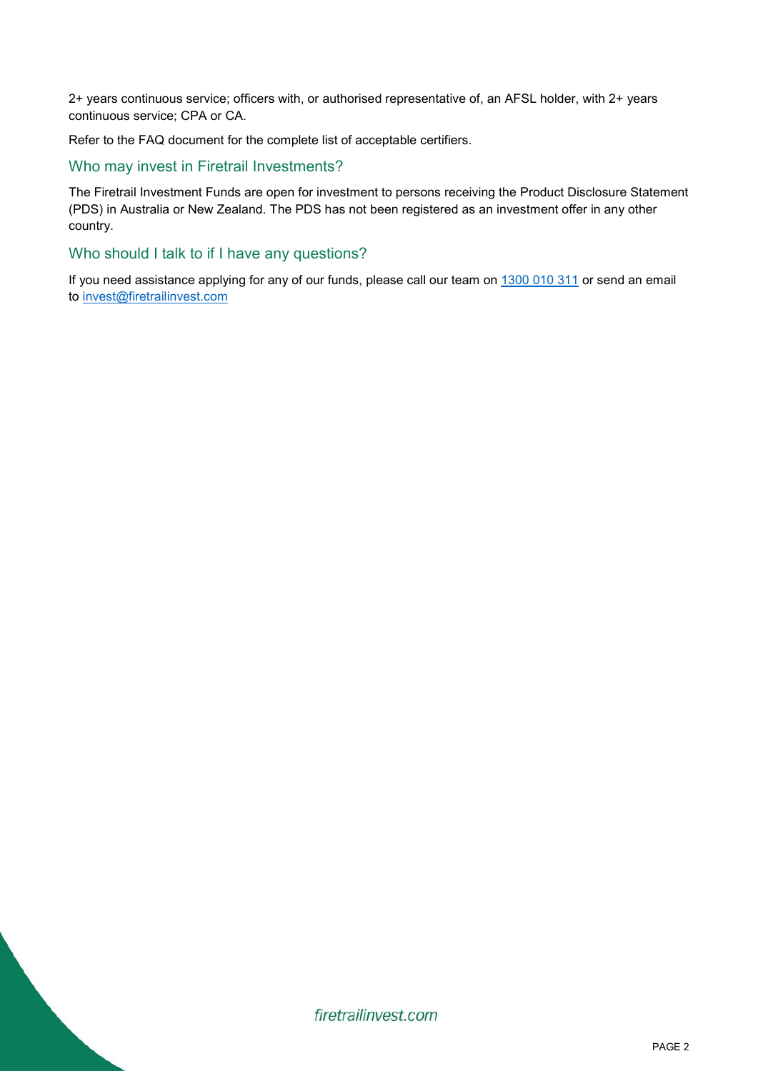2+ years continuous service; officers with, or authorised representative of, an AFSL holder, with 2+ years continuous service; CPA or CA.

Refer to the FAQ document for the complete list of acceptable certifiers.

## Who may invest in Firetrail Investments?

The Firetrail Investment Funds are open for investment to persons receiving the Product Disclosure Statement (PDS) in Australia or New Zealand. The PDS has not been registered as an investment offer in any other country.

## Who should I talk to if I have any questions?

If you need assistance applying for any of our funds, please call our team on 1300 010 311 or send an email to invest@firetrailinvest.com